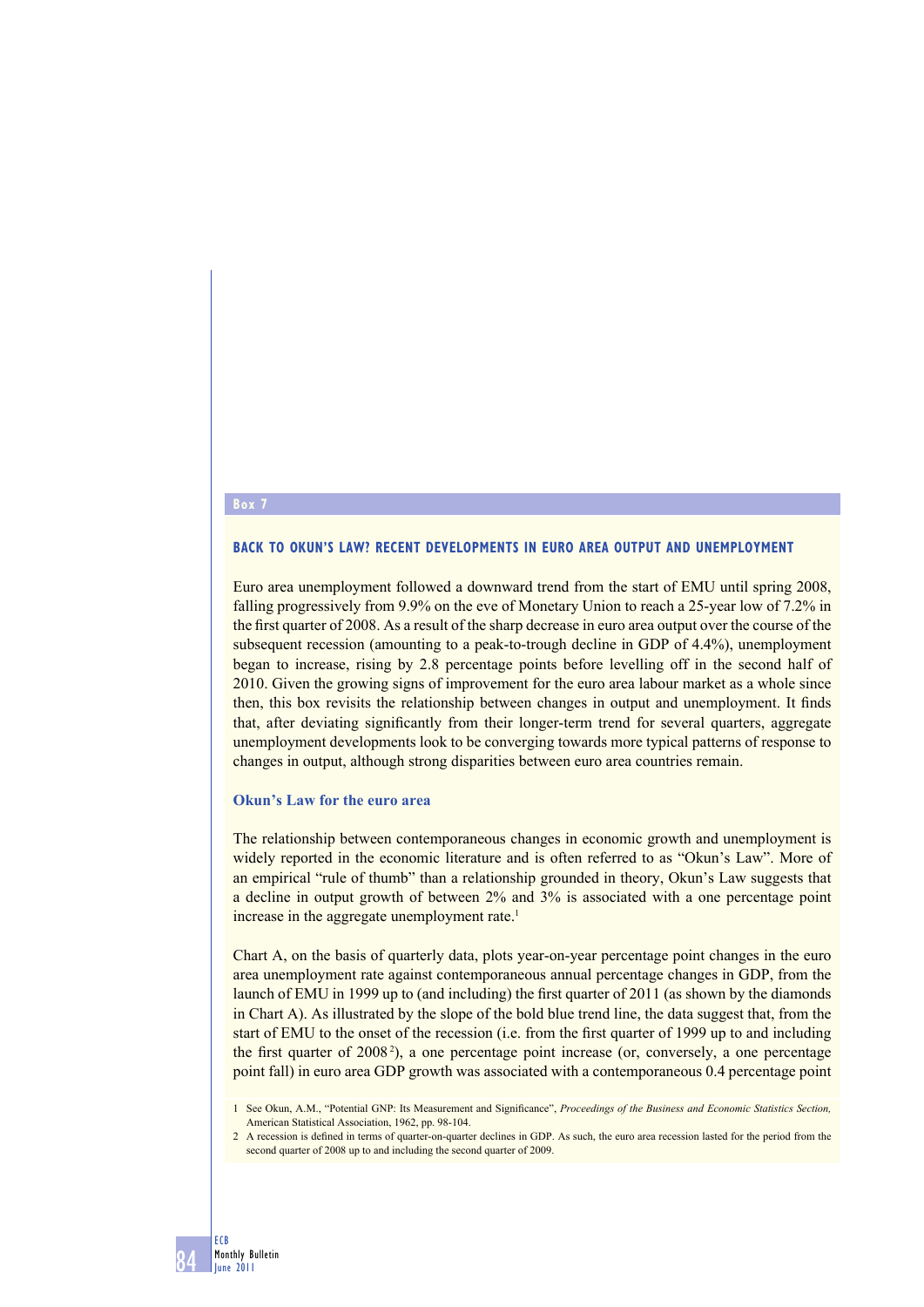**Box 7**

## BACK TO OKUN'S LAW? RECENT DEVELOPMENTS IN EURO AREA OUTPUT AND UNEMPLOYMENT

Euro area unemployment followed a downward trend from the start of EMU until spring 2008, falling progressively from 9.9% on the eve of Monetary Union to reach a 25-year low of 7.2% in the first quarter of 2008. As a result of the sharp decrease in euro area output over the course of the subsequent recession (amounting to a peak-to-trough decline in GDP of 4.4%), unemployment began to increase, rising by 2.8 percentage points before levelling off in the second half of 2010. Given the growing signs of improvement for the euro area labour market as a whole since then, this box revisits the relationship between changes in output and unemployment. It finds that, after deviating significantly from their longer-term trend for several quarters, aggregate unemployment developments look to be converging towards more typical patterns of response to changes in output, although strong disparities between euro area countries remain.

### Okun's Law for the euro area

The relationship between contemporaneous changes in economic growth and unemployment is widely reported in the economic literature and is often referred to as "Okun's Law". More of an empirical "rule of thumb" than a relationship grounded in theory, Okun's Law suggests that a decline in output growth of between 2% and 3% is associated with a one percentage point increase in the aggregate unemployment rate.[1]

Chart A, on the basis of quarterly data, plots year-on-year percentage point changes in the euro area unemployment rate against contemporaneous annual percentage changes in GDP, from the launch of EMU in 1999 up to (and including) the first quarter of 2011 (as shown by the diamonds in Chart A). As illustrated by the slope of the bold blue trend line, the data suggest that, from the start of EMU to the onset of the recession (i.e. from the first quarter of 1999 up to and including the first quarter of 2008[2]), a one percentage point increase (or, conversely, a one percentage point fall) in euro area GDP growth was associated with a contemporaneous 0.4 percentage point

1 See Okun, A.M., "Potential GNP: Its Measurement and Significance", *Proceedings of the Business and Economic Statistics Section*, American Statistical Association, 1962, pp. 98-104.

2 A recession is defined in terms of quarter-on-quarter declines in GDP. As such, the euro area recession lasted for the period from the second quarter of 2008 up to and including the second quarter of 2009.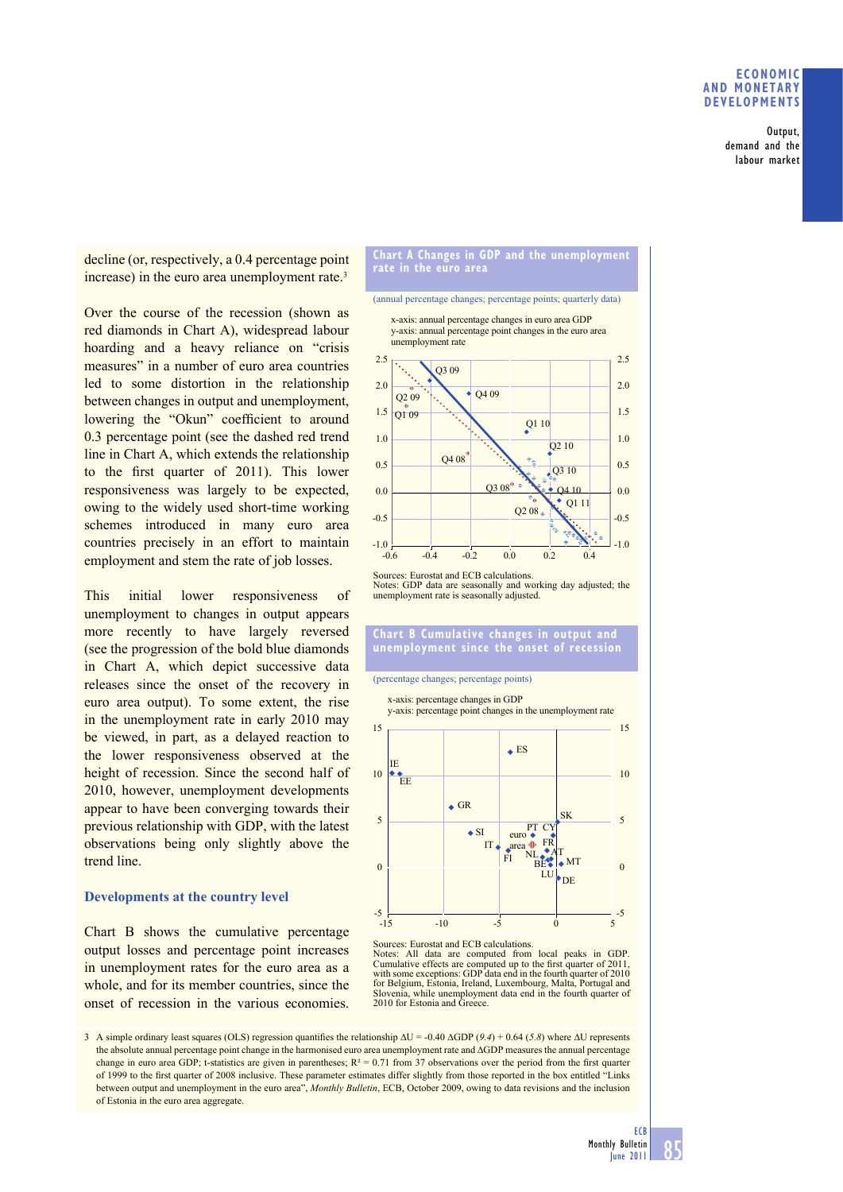decline (or, respectively, a 0.4 percentage point increase) in the euro area unemployment rate.[3]

Over the course of the recession (shown as red diamonds in Chart A), widespread labour hoarding and a heavy reliance on "crisis measures" in a number of euro area countries led to some distortion in the relationship between changes in output and unemployment, lowering the "Okun" coefficient to around 0.3 percentage point (see the dashed red trend line in Chart A, which extends the relationship to the first quarter of 2011). This lower responsiveness was largely to be expected, owing to the widely used short-time working schemes introduced in many euro area countries precisely in an effort to maintain employment and stem the rate of job losses.

This initial lower responsiveness of unemployment to changes in output appears more recently to have largely reversed (see the progression of the bold blue diamonds in Chart A, which depict successive data releases since the onset of the recovery in euro area output). To some extent, the rise in the unemployment rate in early 2010 may be viewed, in part, as a delayed reaction to the lower responsiveness observed at the height of recession. Since the second half of 2010, however, unemployment developments appear to have been converging towards their previous relationship with GDP, with the latest observations being only slightly above the trend line.

### Developments at the country level

Chart B shows the cumulative percentage output losses and percentage point increases in unemployment rates for the euro area as a whole, and for its member countries, since the onset of recession in the various economies.

**Chart A Changes in GDP and the unemployment rate in the euro area**

(annual percentage changes; percentage points; quarterly data)

x-axis: annual percentage changes in euro area GDP
y-axis: annual percentage point changes in the euro area unemployment rate

Sources: Eurostat and ECB calculations.
Notes: GDP data are seasonally and working day adjusted; the unemployment rate is seasonally adjusted.

**Chart B Cumulative changes in output and unemployment since the onset of recession**

(percentage changes; percentage points)

x-axis: percentage changes in GDP
y-axis: percentage point changes in the unemployment rate

Sources: Eurostat and ECB calculations.
Notes: All data are computed from local peaks in GDP. Cumulative effects are computed up to the first quarter of 2011, with some exceptions: GDP data end in the fourth quarter of 2010 for Belgium, Estonia, Ireland, Luxembourg, Malta, Portugal and Slovenia, while unemployment data end in the fourth quarter of 2010 for Estonia and Greece.

[3] A simple ordinary least squares (OLS) regression quantifies the relationship $\Delta U = -0.40\ \Delta GDP\ (9.4) + 0.64\ (5.8)$ where $\Delta U$ represents the absolute annual percentage point change in the harmonised euro area unemployment rate and $\Delta GDP$ measures the annual percentage change in euro area GDP; t-statistics are given in parentheses; $R^2 = 0.71$ from 37 observations over the period from the first quarter of 1999 to the first quarter of 2008 inclusive. These parameter estimates differ slightly from those reported in the box entitled "Links between output and unemployment in the euro area", *Monthly Bulletin*, ECB, October 2009, owing to data revisions and the inclusion of Estonia in the euro area aggregate.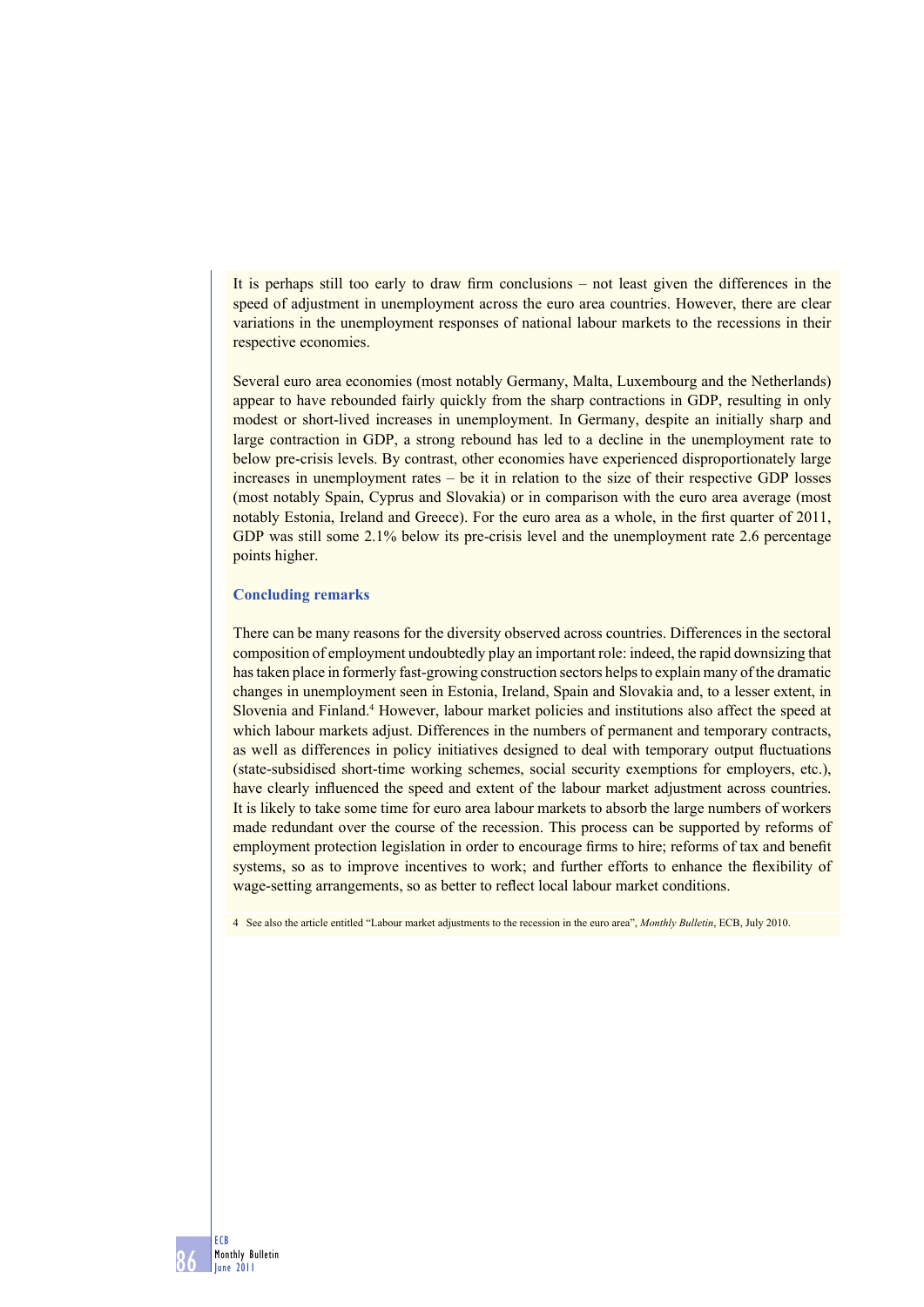It is perhaps still too early to draw firm conclusions – not least given the differences in the speed of adjustment in unemployment across the euro area countries. However, there are clear variations in the unemployment responses of national labour markets to the recessions in their respective economies.

Several euro area economies (most notably Germany, Malta, Luxembourg and the Netherlands) appear to have rebounded fairly quickly from the sharp contractions in GDP, resulting in only modest or short-lived increases in unemployment. In Germany, despite an initially sharp and large contraction in GDP, a strong rebound has led to a decline in the unemployment rate to below pre-crisis levels. By contrast, other economies have experienced disproportionately large increases in unemployment rates – be it in relation to the size of their respective GDP losses (most notably Spain, Cyprus and Slovakia) or in comparison with the euro area average (most notably Estonia, Ireland and Greece). For the euro area as a whole, in the first quarter of 2011, GDP was still some 2.1% below its pre-crisis level and the unemployment rate 2.6 percentage points higher.

### Concluding remarks

There can be many reasons for the diversity observed across countries. Differences in the sectoral composition of employment undoubtedly play an important role: indeed, the rapid downsizing that has taken place in formerly fast-growing construction sectors helps to explain many of the dramatic changes in unemployment seen in Estonia, Ireland, Spain and Slovakia and, to a lesser extent, in Slovenia and Finland.[4] However, labour market policies and institutions also affect the speed at which labour markets adjust. Differences in the numbers of permanent and temporary contracts, as well as differences in policy initiatives designed to deal with temporary output fluctuations (state-subsidised short-time working schemes, social security exemptions for employers, etc.), have clearly influenced the speed and extent of the labour market adjustment across countries. It is likely to take some time for euro area labour markets to absorb the large numbers of workers made redundant over the course of the recession. This process can be supported by reforms of employment protection legislation in order to encourage firms to hire; reforms of tax and benefit systems, so as to improve incentives to work; and further efforts to enhance the flexibility of wage-setting arrangements, so as better to reflect local labour market conditions.

4 See also the article entitled "Labour market adjustments to the recession in the euro area", *Monthly Bulletin*, ECB, July 2010.